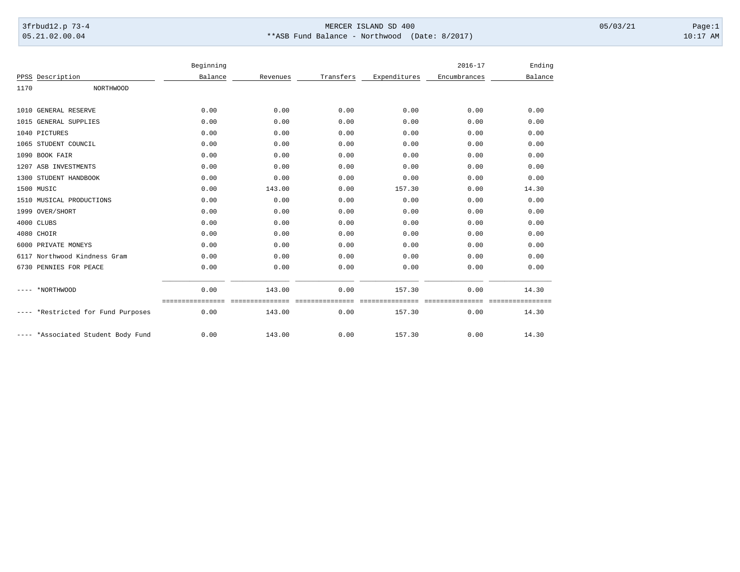MERCER ISLAND SD 400

**ASB Fund Balance - Northwood (Date: 8/2017)

3frbud12.p 73-4 | 05.21.02.00.04 | 05/03/21 | 10:17 AM

| PPSS | Description | Beginning Balance | Revenues | Transfers | Expenditures | 2016-17 Encumbrances | Ending Balance |
|---|---|---|---|---|---|---|---|
| 1170 | NORTHWOOD | | | | | | |
| 1010 | GENERAL RESERVE | 0.00 | 0.00 | 0.00 | 0.00 | 0.00 | 0.00 |
| 1015 | GENERAL SUPPLIES | 0.00 | 0.00 | 0.00 | 0.00 | 0.00 | 0.00 |
| 1040 | PICTURES | 0.00 | 0.00 | 0.00 | 0.00 | 0.00 | 0.00 |
| 1065 | STUDENT COUNCIL | 0.00 | 0.00 | 0.00 | 0.00 | 0.00 | 0.00 |
| 1090 | BOOK FAIR | 0.00 | 0.00 | 0.00 | 0.00 | 0.00 | 0.00 |
| 1207 | ASB INVESTMENTS | 0.00 | 0.00 | 0.00 | 0.00 | 0.00 | 0.00 |
| 1300 | STUDENT HANDBOOK | 0.00 | 0.00 | 0.00 | 0.00 | 0.00 | 0.00 |
| 1500 | MUSIC | 0.00 | 143.00 | 0.00 | 157.30 | 0.00 | 14.30 |
| 1510 | MUSICAL PRODUCTIONS | 0.00 | 0.00 | 0.00 | 0.00 | 0.00 | 0.00 |
| 1999 | OVER/SHORT | 0.00 | 0.00 | 0.00 | 0.00 | 0.00 | 0.00 |
| 4000 | CLUBS | 0.00 | 0.00 | 0.00 | 0.00 | 0.00 | 0.00 |
| 4080 | CHOIR | 0.00 | 0.00 | 0.00 | 0.00 | 0.00 | 0.00 |
| 6000 | PRIVATE MONEYS | 0.00 | 0.00 | 0.00 | 0.00 | 0.00 | 0.00 |
| 6117 | Northwood Kindness Gram | 0.00 | 0.00 | 0.00 | 0.00 | 0.00 | 0.00 |
| 6730 | PENNIES FOR PEACE | 0.00 | 0.00 | 0.00 | 0.00 | 0.00 | 0.00 |
| ---- | *NORTHWOOD | 0.00 | 143.00 | 0.00 | 157.30 | 0.00 | 14.30 |
| ---- | *Restricted for Fund Purposes | 0.00 | 143.00 | 0.00 | 157.30 | 0.00 | 14.30 |
| ---- | *Associated Student Body Fund | 0.00 | 143.00 | 0.00 | 157.30 | 0.00 | 14.30 |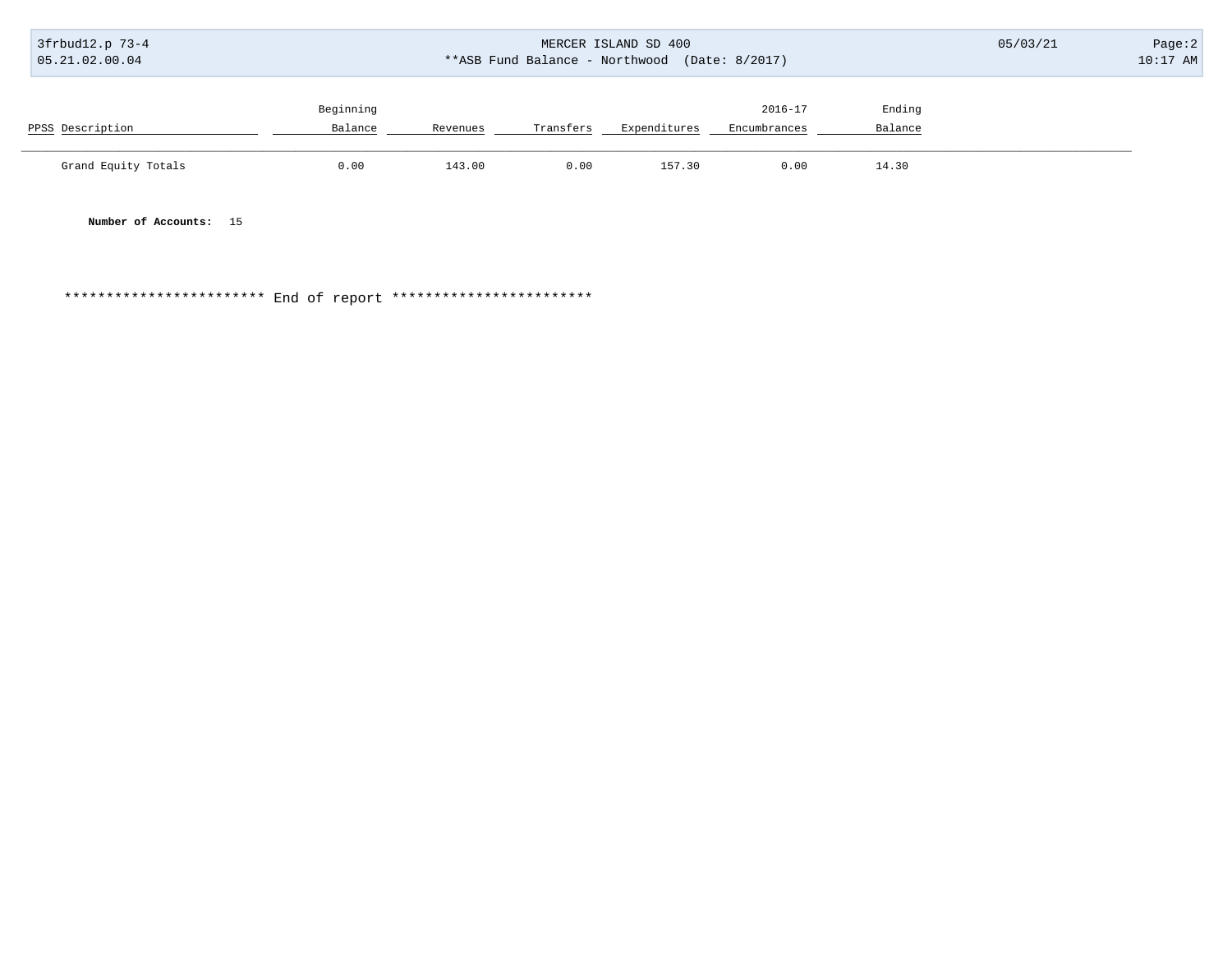| PPSS | Description | Beginning Balance | Revenues | Transfers | Expenditures | 2016-17 Encumbrances | Ending Balance |
|---|---|---|---|---|---|---|---|
| | Grand Equity Totals | 0.00 | 143.00 | 0.00 | 157.30 | 0.00 | 14.30 |

**Number of Accounts:** 15

************************ End of report ************************